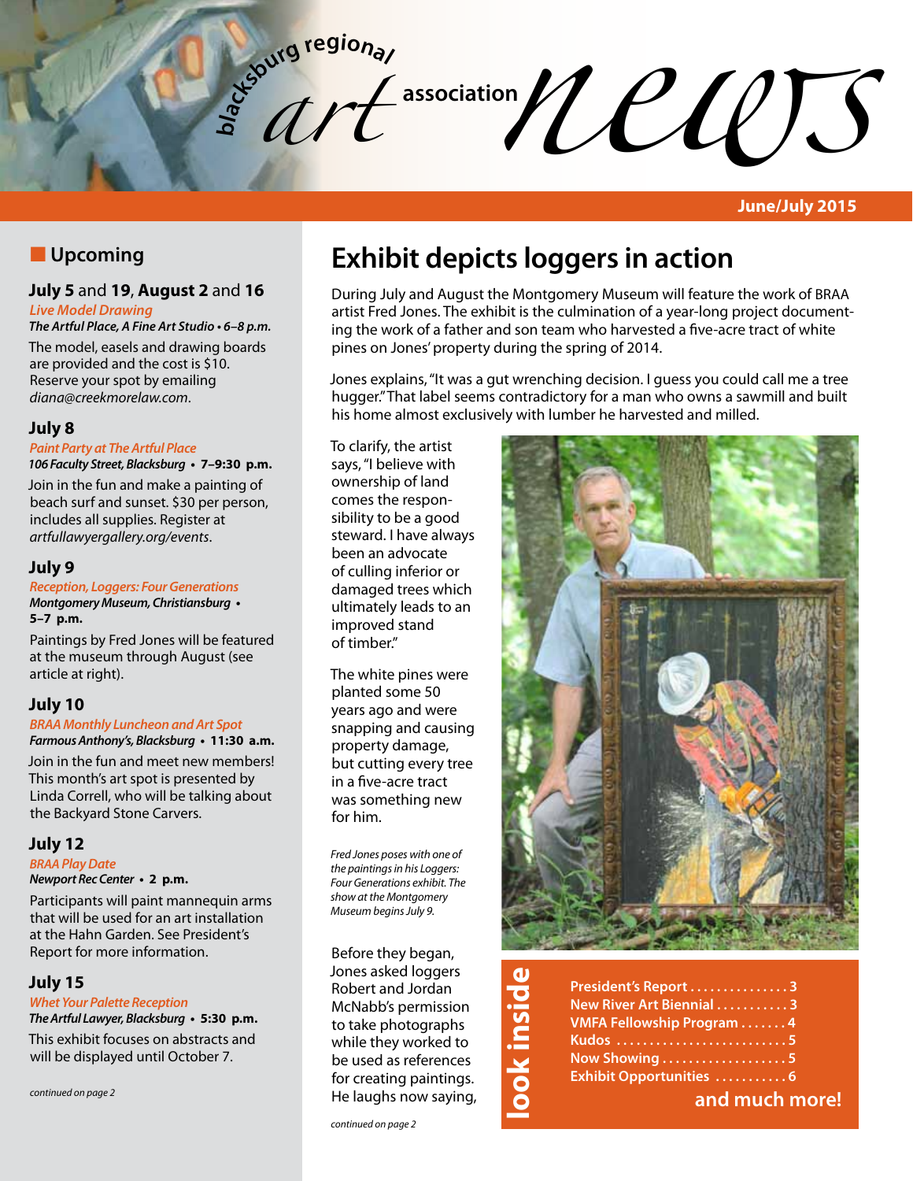# blacksburg regional art association news

**June/July 2015**

## Upcoming

### July 5 and 19, August 2 and 16

*Live Model Drawing*

***The Artful Place, A Fine Art Studio • 6–8 p.m.***

The model, easels and drawing boards are provided and the cost is $10. Reserve your spot by emailing *diana@creekmorelaw.com*.

### July 8

*Paint Party at The Artful Place*

***106 Faculty Street, Blacksburg • 7–9:30 p.m.***

Join in the fun and make a painting of beach surf and sunset. $30 per person, includes all supplies. Register at *artfullawyergallery.org/events*.

### July 9

*Reception, Loggers: Four Generations*

***Montgomery Museum, Christiansburg • 5–7 p.m.***

Paintings by Fred Jones will be featured at the museum through August (see article at right).

### July 10

*BRAA Monthly Luncheon and Art Spot*

***Farmous Anthony's, Blacksburg • 11:30 a.m.***

Join in the fun and meet new members! This month's art spot is presented by Linda Correll, who will be talking about the Backyard Stone Carvers.

### July 12

*BRAA Play Date*

***Newport Rec Center • 2 p.m.***

Participants will paint mannequin arms that will be used for an art installation at the Hahn Garden. See President's Report for more information.

### July 15

*Whet Your Palette Reception*

***The Artful Lawyer, Blacksburg • 5:30 p.m.***

This exhibit focuses on abstracts and will be displayed until October 7.

*continued on page 2*

# Exhibit depicts loggers in action

During July and August the Montgomery Museum will feature the work of BRAA artist Fred Jones. The exhibit is the culmination of a year-long project documenting the work of a father and son team who harvested a five-acre tract of white pines on Jones' property during the spring of 2014.

Jones explains, "It was a gut wrenching decision. I guess you could call me a tree hugger." That label seems contradictory for a man who owns a sawmill and built his home almost exclusively with lumber he harvested and milled.

To clarify, the artist says, "I believe with ownership of land comes the responsibility to be a good steward. I have always been an advocate of culling inferior or damaged trees which ultimately leads to an improved stand of timber."

The white pines were planted some 50 years ago and were snapping and causing property damage, but cutting every tree in a five-acre tract was something new for him.

*Fred Jones poses with one of the paintings in his Loggers: Four Generations exhibit. The show at the Montgomery Museum begins July 9.*

Before they began, Jones asked loggers Robert and Jordan McNabb's permission to take photographs while they worked to be used as references for creating paintings. He laughs now saying,

*continued on page 2*

## look inside

- President's Report .............. 3
- New River Art Biennial .......... 3
- VMFA Fellowship Program ....... 4
- Kudos ......................... 5
- Now Showing .................. 5
- Exhibit Opportunities .......... 6

**and much more!**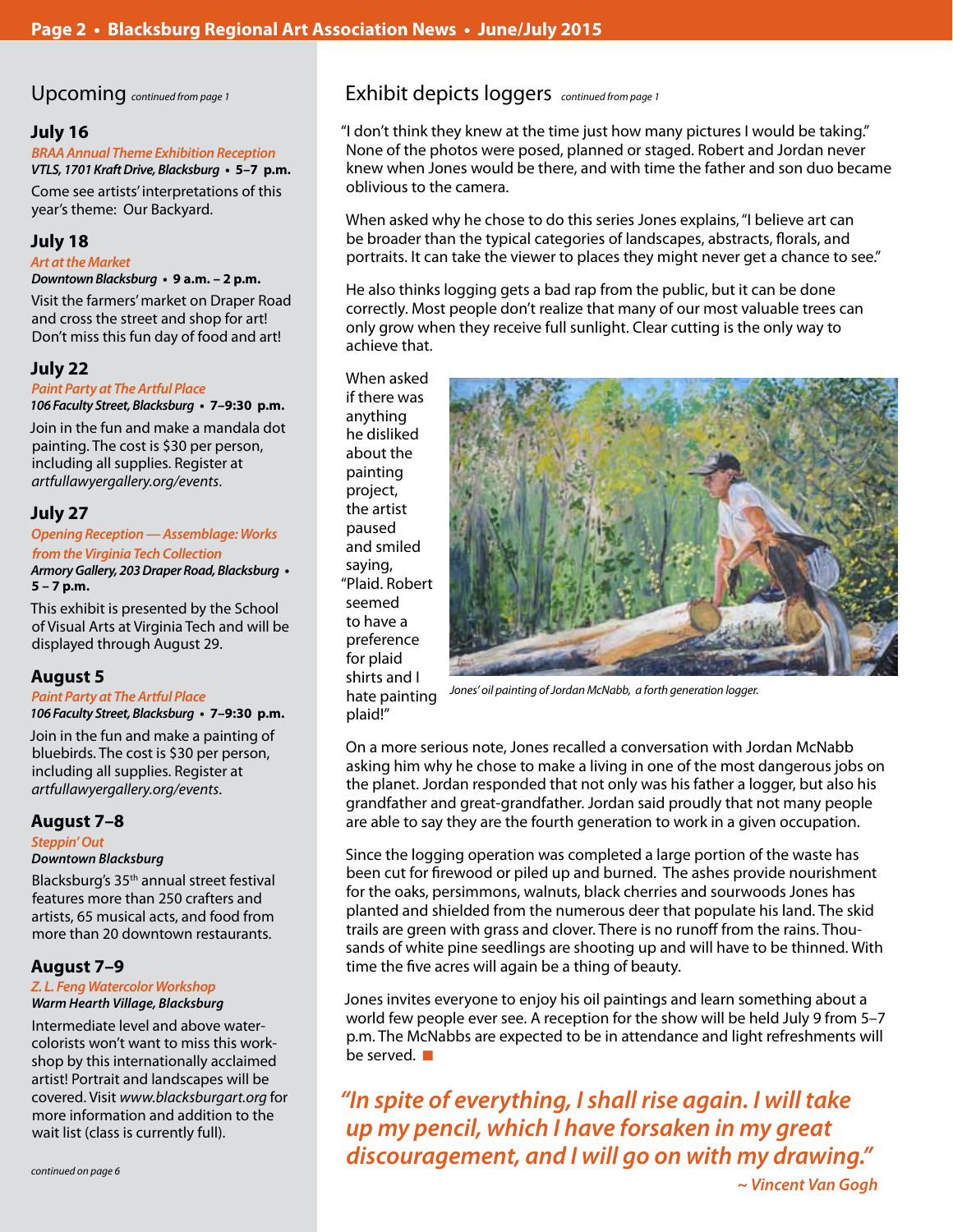## Upcoming *continued from page 1*

### July 16

***BRAA Annual Theme Exhibition Reception***
***VTLS, 1701 Kraft Drive, Blacksburg* • 5–7 p.m.**

Come see artists' interpretations of this year's theme: Our Backyard.

### July 18

***Art at the Market***
***Downtown Blacksburg* • 9 a.m. – 2 p.m.**

Visit the farmers' market on Draper Road and cross the street and shop for art! Don't miss this fun day of food and art!

### July 22

***Paint Party at The Artful Place***
***106 Faculty Street, Blacksburg* • 7–9:30 p.m.**

Join in the fun and make a mandala dot painting. The cost is $30 per person, including all supplies. Register at *artfullawyergallery.org/events*.

### July 27

***Opening Reception — Assemblage: Works from the Virginia Tech Collection***
***Armory Gallery, 203 Draper Road, Blacksburg* • 5 – 7 p.m.**

This exhibit is presented by the School of Visual Arts at Virginia Tech and will be displayed through August 29.

### August 5

***Paint Party at The Artful Place***
***106 Faculty Street, Blacksburg* • 7–9:30 p.m.**

Join in the fun and make a painting of bluebirds. The cost is $30 per person, including all supplies. Register at *artfullawyergallery.org/events*.

### August 7–8

***Steppin' Out***
***Downtown Blacksburg***

Blacksburg's 35th annual street festival features more than 250 crafters and artists, 65 musical acts, and food from more than 20 downtown restaurants.

### August 7–9

***Z. L. Feng Watercolor Workshop***
***Warm Hearth Village, Blacksburg***

Intermediate level and above watercolorists won't want to miss this workshop by this internationally acclaimed artist! Portrait and landscapes will be covered. Visit *www.blacksburgart.org* for more information and addition to the wait list (class is currently full).

*continued on page 6*

## Exhibit depicts loggers *continued from page 1*

"I don't think they knew at the time just how many pictures I would be taking." None of the photos were posed, planned or staged. Robert and Jordan never knew when Jones would be there, and with time the father and son duo became oblivious to the camera.

When asked why he chose to do this series Jones explains, "I believe art can be broader than the typical categories of landscapes, abstracts, florals, and portraits. It can take the viewer to places they might never get a chance to see."

He also thinks logging gets a bad rap from the public, but it can be done correctly. Most people don't realize that many of our most valuable trees can only grow when they receive full sunlight. Clear cutting is the only way to achieve that.

When asked if there was anything he disliked about the painting project, the artist paused and smiled saying, "Plaid. Robert seemed to have a preference for plaid shirts and I hate painting plaid!"

*Jones' oil painting of Jordan McNabb, a forth generation logger.*

On a more serious note, Jones recalled a conversation with Jordan McNabb asking him why he chose to make a living in one of the most dangerous jobs on the planet. Jordan responded that not only was his father a logger, but also his grandfather and great-grandfather. Jordan said proudly that not many people are able to say they are the fourth generation to work in a given occupation.

Since the logging operation was completed a large portion of the waste has been cut for firewood or piled up and burned. The ashes provide nourishment for the oaks, persimmons, walnuts, black cherries and sourwoods Jones has planted and shielded from the numerous deer that populate his land. The skid trails are green with grass and clover. There is no runoff from the rains. Thousands of white pine seedlings are shooting up and will have to be thinned. With time the five acres will again be a thing of beauty.

Jones invites everyone to enjoy his oil paintings and learn something about a world few people ever see. A reception for the show will be held July 9 from 5–7 p.m. The McNabbs are expected to be in attendance and light refreshments will be served. ■

***"In spite of everything, I shall rise again. I will take up my pencil, which I have forsaken in my great discouragement, and I will go on with my drawing."***

***~ Vincent Van Gogh***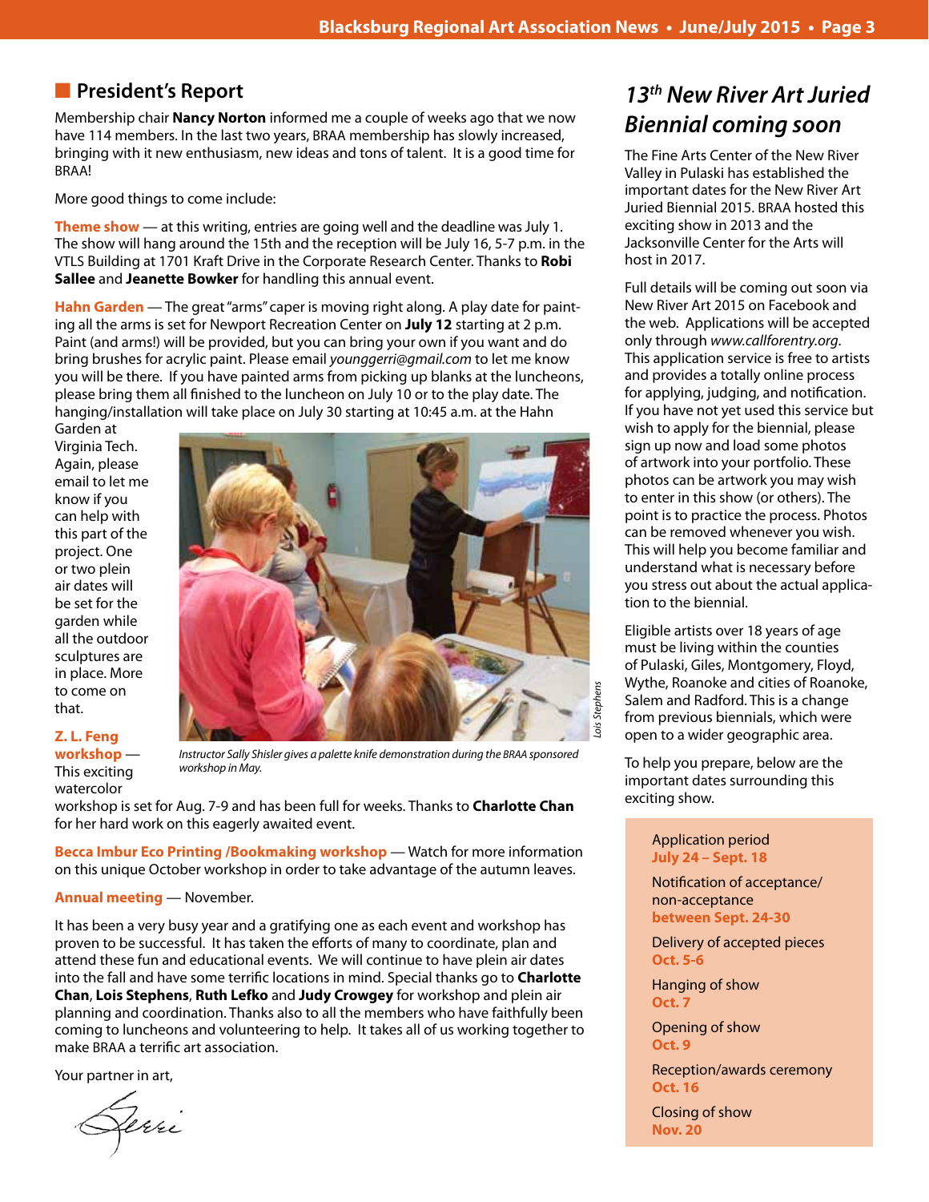## President's Report

Membership chair **Nancy Norton** informed me a couple of weeks ago that we now have 114 members. In the last two years, BRAA membership has slowly increased, bringing with it new enthusiasm, new ideas and tons of talent. It is a good time for BRAA!

More good things to come include:

**Theme show** — at this writing, entries are going well and the deadline was July 1. The show will hang around the 15th and the reception will be July 16, 5-7 p.m. in the VTLS Building at 1701 Kraft Drive in the Corporate Research Center. Thanks to **Robi Sallee** and **Jeanette Bowker** for handling this annual event.

**Hahn Garden** — The great "arms" caper is moving right along. A play date for painting all the arms is set for Newport Recreation Center on **July 12** starting at 2 p.m. Paint (and arms!) will be provided, but you can bring your own if you want and do bring brushes for acrylic paint. Please email *younggerri@gmail.com* to let me know you will be there. If you have painted arms from picking up blanks at the luncheons, please bring them all finished to the luncheon on July 10 or to the play date. The hanging/installation will take place on July 30 starting at 10:45 a.m. at the Hahn Garden at Virginia Tech. Again, please email to let me know if you can help with this part of the project. One or two plein air dates will be set for the garden while all the outdoor sculptures are in place. More to come on that.

*Instructor Sally Shisler gives a palette knife demonstration during the BRAA sponsored workshop in May.* *Lois Stephens*

**Z. L. Feng workshop** — This exciting watercolor workshop is set for Aug. 7-9 and has been full for weeks. Thanks to **Charlotte Chan** for her hard work on this eagerly awaited event.

**Becca Imbur Eco Printing /Bookmaking workshop** — Watch for more information on this unique October workshop in order to take advantage of the autumn leaves.

**Annual meeting** — November.

It has been a very busy year and a gratifying one as each event and workshop has proven to be successful. It has taken the efforts of many to coordinate, plan and attend these fun and educational events. We will continue to have plein air dates into the fall and have some terrific locations in mind. Special thanks go to **Charlotte Chan**, **Lois Stephens**, **Ruth Lefko** and **Judy Crowgey** for workshop and plein air planning and coordination. Thanks also to all the members who have faithfully been coming to luncheons and volunteering to help. It takes all of us working together to make BRAA a terrific art association.

Your partner in art,

*Gerri*

## *13th New River Art Juried Biennial coming soon*

The Fine Arts Center of the New River Valley in Pulaski has established the important dates for the New River Art Juried Biennial 2015. BRAA hosted this exciting show in 2013 and the Jacksonville Center for the Arts will host in 2017.

Full details will be coming out soon via New River Art 2015 on Facebook and the web. Applications will be accepted only through *www.callforentry.org*. This application service is free to artists and provides a totally online process for applying, judging, and notification. If you have not yet used this service but wish to apply for the biennial, please sign up now and load some photos of artwork into your portfolio. These photos can be artwork you may wish to enter in this show (or others). The point is to practice the process. Photos can be removed whenever you wish. This will help you become familiar and understand what is necessary before you stress out about the actual application to the biennial.

Eligible artists over 18 years of age must be living within the counties of Pulaski, Giles, Montgomery, Floyd, Wythe, Roanoke and cities of Roanoke, Salem and Radford. This is a change from previous biennials, which were open to a wider geographic area.

To help you prepare, below are the important dates surrounding this exciting show.

Application period
**July 24 – Sept. 18**

Notification of acceptance/ non-acceptance
**between Sept. 24-30**

Delivery of accepted pieces
**Oct. 5-6**

Hanging of show
**Oct. 7**

Opening of show
**Oct. 9**

Reception/awards ceremony
**Oct. 16**

Closing of show
**Nov. 20**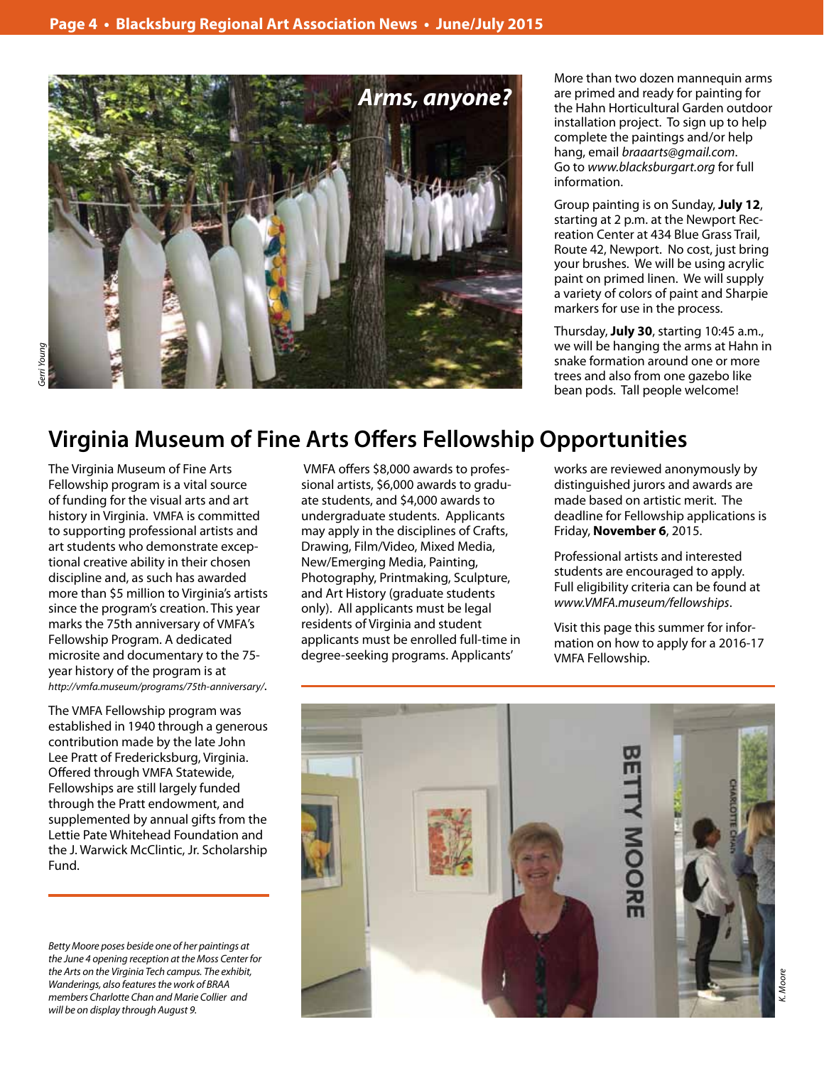*Arms, anyone?*

Gerri Young

More than two dozen mannequin arms are primed and ready for painting for the Hahn Horticultural Garden outdoor installation project. To sign up to help complete the paintings and/or help hang, email *braaarts@gmail.com*. Go to *www.blacksburgart.org* for full information.

Group painting is on Sunday, **July 12**, starting at 2 p.m. at the Newport Recreation Center at 434 Blue Grass Trail, Route 42, Newport. No cost, just bring your brushes. We will be using acrylic paint on primed linen. We will supply a variety of colors of paint and Sharpie markers for use in the process.

Thursday, **July 30**, starting 10:45 a.m., we will be hanging the arms at Hahn in snake formation around one or more trees and also from one gazebo like bean pods. Tall people welcome!

## Virginia Museum of Fine Arts Offers Fellowship Opportunities

The Virginia Museum of Fine Arts Fellowship program is a vital source of funding for the visual arts and art history in Virginia. VMFA is committed to supporting professional artists and art students who demonstrate exceptional creative ability in their chosen discipline and, as such has awarded more than $5 million to Virginia's artists since the program's creation. This year marks the 75th anniversary of VMFA's Fellowship Program. A dedicated microsite and documentary to the 75-year history of the program is at *http://vmfa.museum/programs/75th-anniversary/*.

The VMFA Fellowship program was established in 1940 through a generous contribution made by the late John Lee Pratt of Fredericksburg, Virginia. Offered through VMFA Statewide, Fellowships are still largely funded through the Pratt endowment, and supplemented by annual gifts from the Lettie Pate Whitehead Foundation and the J. Warwick McClintic, Jr. Scholarship Fund.

VMFA offers $8,000 awards to professional artists, $6,000 awards to graduate students, and $4,000 awards to undergraduate students. Applicants may apply in the disciplines of Crafts, Drawing, Film/Video, Mixed Media, New/Emerging Media, Painting, Photography, Printmaking, Sculpture, and Art History (graduate students only). All applicants must be legal residents of Virginia and student applicants must be enrolled full-time in degree-seeking programs. Applicants' works are reviewed anonymously by distinguished jurors and awards are made based on artistic merit. The deadline for Fellowship applications is Friday, **November 6**, 2015.

Professional artists and interested students are encouraged to apply. Full eligibility criteria can be found at *www.VMFA.museum/fellowships*.

Visit this page this summer for information on how to apply for a 2016-17 VMFA Fellowship.

*Betty Moore poses beside one of her paintings at the June 4 opening reception at the Moss Center for the Arts on the Virginia Tech campus. The exhibit, Wanderings, also features the work of BRAA members Charlotte Chan and Marie Collier and will be on display through August 9.*

K. Moore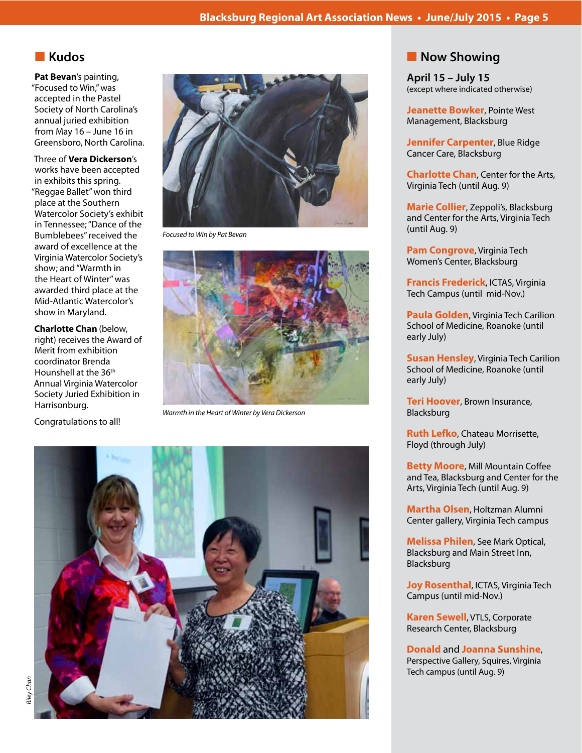## Kudos

**Pat Bevan**'s painting, "Focused to Win," was accepted in the Pastel Society of North Carolina's annual juried exhibition from May 16 – June 16 in Greensboro, North Carolina.

Three of **Vera Dickerson**'s works have been accepted in exhibits this spring. "Reggae Ballet" won third place at the Southern Watercolor Society's exhibit in Tennessee; "Dance of the Bumblebees" received the award of excellence at the Virginia Watercolor Society's show; and "Warmth in the Heart of Winter" was awarded third place at the Mid-Atlantic Watercolor's show in Maryland.

**Charlotte Chan** (below, right) receives the Award of Merit from exhibition coordinator Brenda Hounshell at the 36th Annual Virginia Watercolor Society Juried Exhibition in Harrisonburg.

Congratulations to all!

*Focused to Win by Pat Bevan*

*Warmth in the Heart of Winter by Vera Dickerson*

*Riley Chan*

## Now Showing

**April 15 – July 15**
(except where indicated otherwise)

**Jeanette Bowker**, Pointe West Management, Blacksburg

**Jennifer Carpenter**, Blue Ridge Cancer Care, Blacksburg

**Charlotte Chan**, Center for the Arts, Virginia Tech (until Aug. 9)

**Marie Collier**, Zeppoli's, Blacksburg and Center for the Arts, Virginia Tech (until Aug. 9)

**Pam Congrove**, Virginia Tech Women's Center, Blacksburg

**Francis Frederick**, ICTAS, Virginia Tech Campus (until mid-Nov.)

**Paula Golden**, Virginia Tech Carilion School of Medicine, Roanoke (until early July)

**Susan Hensley**, Virginia Tech Carilion School of Medicine, Roanoke (until early July)

**Teri Hoover**, Brown Insurance, Blacksburg

**Ruth Lefko**, Chateau Morrisette, Floyd (through July)

**Betty Moore**, Mill Mountain Coffee and Tea, Blacksburg and Center for the Arts, Virginia Tech (until Aug. 9)

**Martha Olsen**, Holtzman Alumni Center gallery, Virginia Tech campus

**Melissa Philen**, See Mark Optical, Blacksburg and Main Street Inn, Blacksburg

**Joy Rosenthal**, ICTAS, Virginia Tech Campus (until mid-Nov.)

**Karen Sewell**, VTLS, Corporate Research Center, Blacksburg

**Donald** and **Joanna Sunshine**, Perspective Gallery, Squires, Virginia Tech campus (until Aug. 9)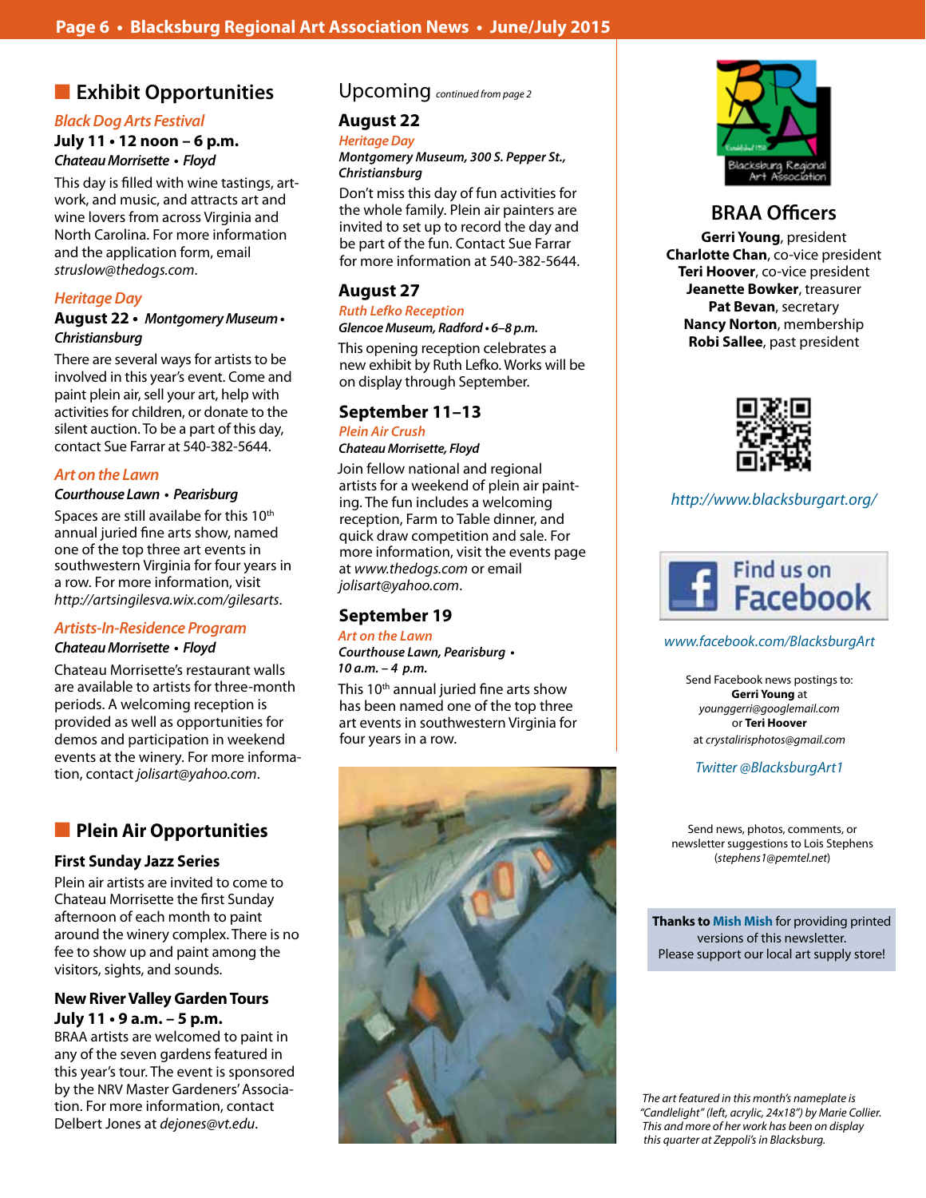## Exhibit Opportunities

### *Black Dog Arts Festival*

**July 11 • 12 noon – 6 p.m.**

***Chateau Morrisette • Floyd***

This day is filled with wine tastings, artwork, and music, and attracts art and wine lovers from across Virginia and North Carolina. For more information and the application form, email *struslow@thedogs.com*.

### *Heritage Day*

**August 22 •** ***Montgomery Museum • Christiansburg***

There are several ways for artists to be involved in this year's event. Come and paint plein air, sell your art, help with activities for children, or donate to the silent auction. To be a part of this day, contact Sue Farrar at 540-382-5644.

### *Art on the Lawn*

***Courthouse Lawn • Pearisburg***

Spaces are still availabe for this 10th annual juried fine arts show, named one of the top three art events in southwestern Virginia for four years in a row. For more information, visit *http://artsingilesva.wix.com/gilesarts*.

### *Artists-In-Residence Program*

***Chateau Morrisette • Floyd***

Chateau Morrisette's restaurant walls are available to artists for three-month periods. A welcoming reception is provided as well as opportunities for demos and participation in weekend events at the winery. For more information, contact *jolisart@yahoo.com*.

## Plein Air Opportunities

### First Sunday Jazz Series

Plein air artists are invited to come to Chateau Morrisette the first Sunday afternoon of each month to paint around the winery complex. There is no fee to show up and paint among the visitors, sights, and sounds.

### New River Valley Garden Tours

**July 11 • 9 a.m. – 5 p.m.**

BRAA artists are welcomed to paint in any of the seven gardens featured in this year's tour. The event is sponsored by the NRV Master Gardeners' Association. For more information, contact Delbert Jones at *dejones@vt.edu*.

## Upcoming *continued from page 2*

### August 22

*Heritage Day*

***Montgomery Museum, 300 S. Pepper St., Christiansburg***

Don't miss this day of fun activities for the whole family. Plein air painters are invited to set up to record the day and be part of the fun. Contact Sue Farrar for more information at 540-382-5644.

### August 27

*Ruth Lefko Reception*

***Glencoe Museum, Radford • 6–8 p.m.***

This opening reception celebrates a new exhibit by Ruth Lefko. Works will be on display through September.

### September 11–13

*Plein Air Crush*

***Chateau Morrisette, Floyd***

Join fellow national and regional artists for a weekend of plein air painting. The fun includes a welcoming reception, Farm to Table dinner, and quick draw competition and sale. For more information, visit the events page at *www.thedogs.com* or email *jolisart@yahoo.com*.

### September 19

*Art on the Lawn*

***Courthouse Lawn, Pearisburg • 10 a.m. – 4 p.m.***

This 10th annual juried fine arts show has been named one of the top three art events in southwestern Virginia for four years in a row.

## BRAA Officers

**Gerri Young**, president
**Charlotte Chan**, co-vice president
**Teri Hoover**, co-vice president
**Jeanette Bowker**, treasurer
**Pat Bevan**, secretary
**Nancy Norton**, membership
**Robi Sallee**, past president

*http://www.blacksburgart.org/*

Find us on Facebook

*www.facebook.com/BlacksburgArt*

Send Facebook news postings to:
**Gerri Young** at *younggerri@googlemail.com*
or **Teri Hoover** at *crystalirisphotos@gmail.com*

*Twitter @BlacksburgArt1*

Send news, photos, comments, or newsletter suggestions to Lois Stephens (*stephens1@pemtel.net*)

**Thanks to Mish Mish** for providing printed versions of this newsletter. Please support our local art supply store!

*The art featured in this month's nameplate is "Candlelight" (left, acrylic, 24x18") by Marie Collier. This and more of her work has been on display this quarter at Zeppoli's in Blacksburg.*